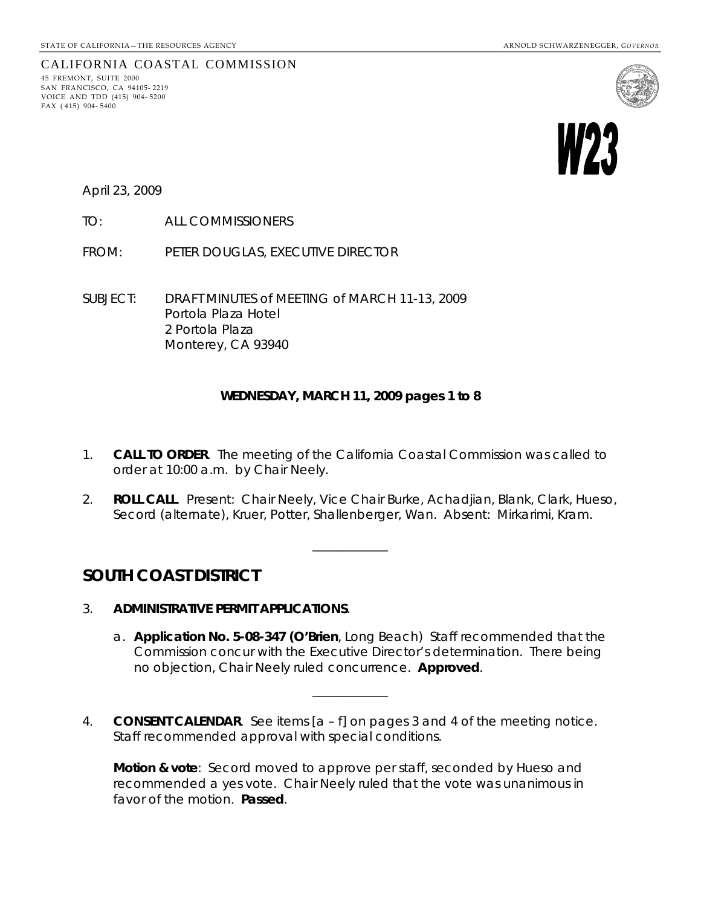STATE OF CALIFORNIA – THE RESOURCES AGENCY ARNOLD SCHWARZENEGGER, *GOVERNOR*

CALIFORNIA COASTAL COMMISSION
45 FREMONT, SUITE 2000
SAN FRANCISCO, CA 94105-2219
VOICE AND TDD (415) 904-5200
FAX (415) 904-5400

**W23**

April 23, 2009

TO: ALL COMMISSIONERS

FROM: PETER DOUGLAS, EXECUTIVE DIRECTOR

SUBJECT: DRAFT MINUTES of MEETING of MARCH 11-13, 2009
Portola Plaza Hotel
2 Portola Plaza
Monterey, CA 93940

**WEDNESDAY, MARCH 11, 2009 pages 1 to 8**

1. **CALL TO ORDER**. The meeting of the California Coastal Commission was called to order at 10:00 a.m. by Chair Neely.

2. **ROLL CALL**. Present: Chair Neely, Vice Chair Burke, Achadjian, Blank, Clark, Hueso, Secord (alternate), Kruer, Potter, Shallenberger, Wan. Absent: Mirkarimi, Kram.

---

## SOUTH COAST DISTRICT

3. **ADMINISTRATIVE PERMIT APPLICATIONS**.

   a. **Application No. 5-08-347 (O'Brien**, Long Beach) Staff recommended that the Commission concur with the Executive Director's determination. There being no objection, Chair Neely ruled concurrence. **Approved**.

---

4. **CONSENT CALENDAR**. See items [a – f] on pages 3 and 4 of the meeting notice. Staff recommended approval with special conditions.

   **Motion & vote**: Secord moved to approve per staff, seconded by Hueso and recommended a yes vote. Chair Neely ruled that the vote was unanimous in favor of the motion. **Passed**.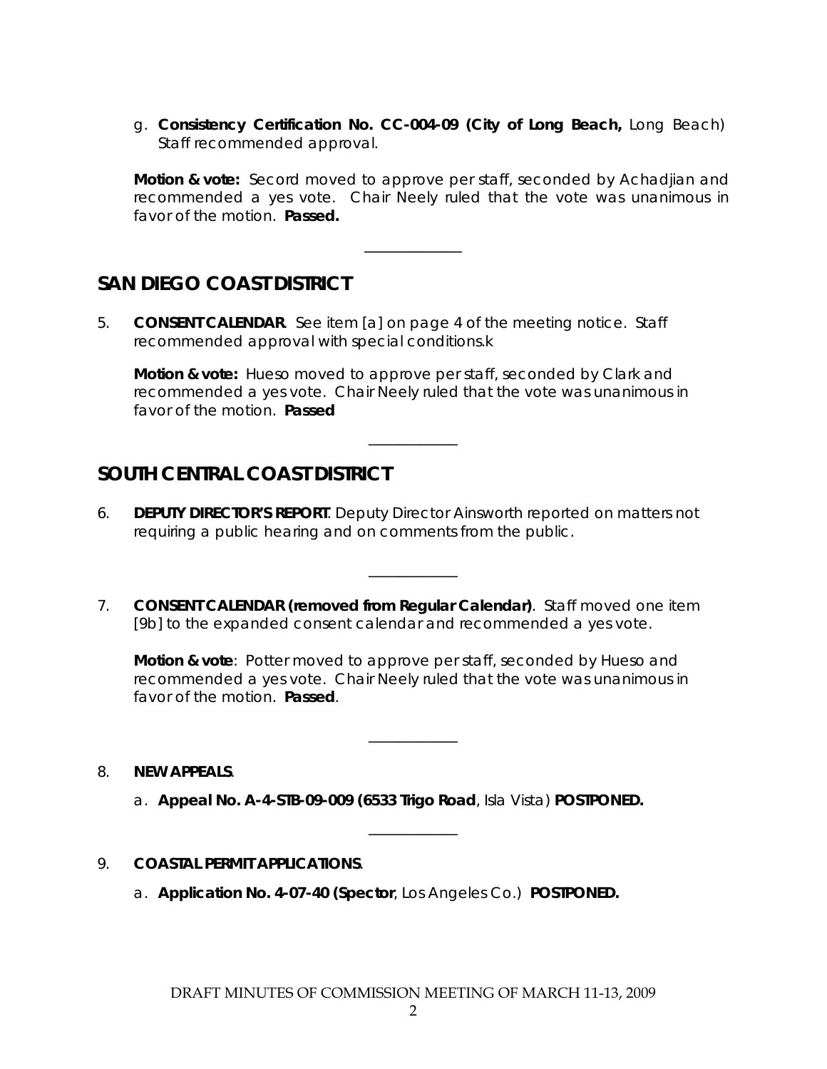g. **Consistency Certification No. CC-004-09 (City of Long Beach,** Long Beach) Staff recommended approval.

**Motion & vote:** Secord moved to approve per staff, seconded by Achadjian and recommended a yes vote. Chair Neely ruled that the vote was unanimous in favor of the motion. **Passed.**

---

## SAN DIEGO COAST DISTRICT

5. **CONSENT CALENDAR**. See item [a] on page 4 of the meeting notice. Staff recommended approval with special conditions.k

   **Motion & vote:** Hueso moved to approve per staff, seconded by Clark and recommended a yes vote. Chair Neely ruled that the vote was unanimous in favor of the motion. **Passed**

---

## SOUTH CENTRAL COAST DISTRICT

6. **DEPUTY DIRECTOR'S REPORT**. Deputy Director Ainsworth reported on matters not requiring a public hearing and on comments from the public.

---

7. **CONSENT CALENDAR (removed from Regular Calendar)**. Staff moved one item [9b] to the expanded consent calendar and recommended a yes vote.

   **Motion & vote**: Potter moved to approve per staff, seconded by Hueso and recommended a yes vote. Chair Neely ruled that the vote was unanimous in favor of the motion. **Passed**.

---

8. **NEW APPEALS**.

   a. **Appeal No. A-4-STB-09-009 (6533 Trigo Road**, Isla Vista) **POSTPONED.**

---

9. **COASTAL PERMIT APPLICATIONS**.

   a. **Application No. 4-07-40 (Spector**, Los Angeles Co.) **POSTPONED.**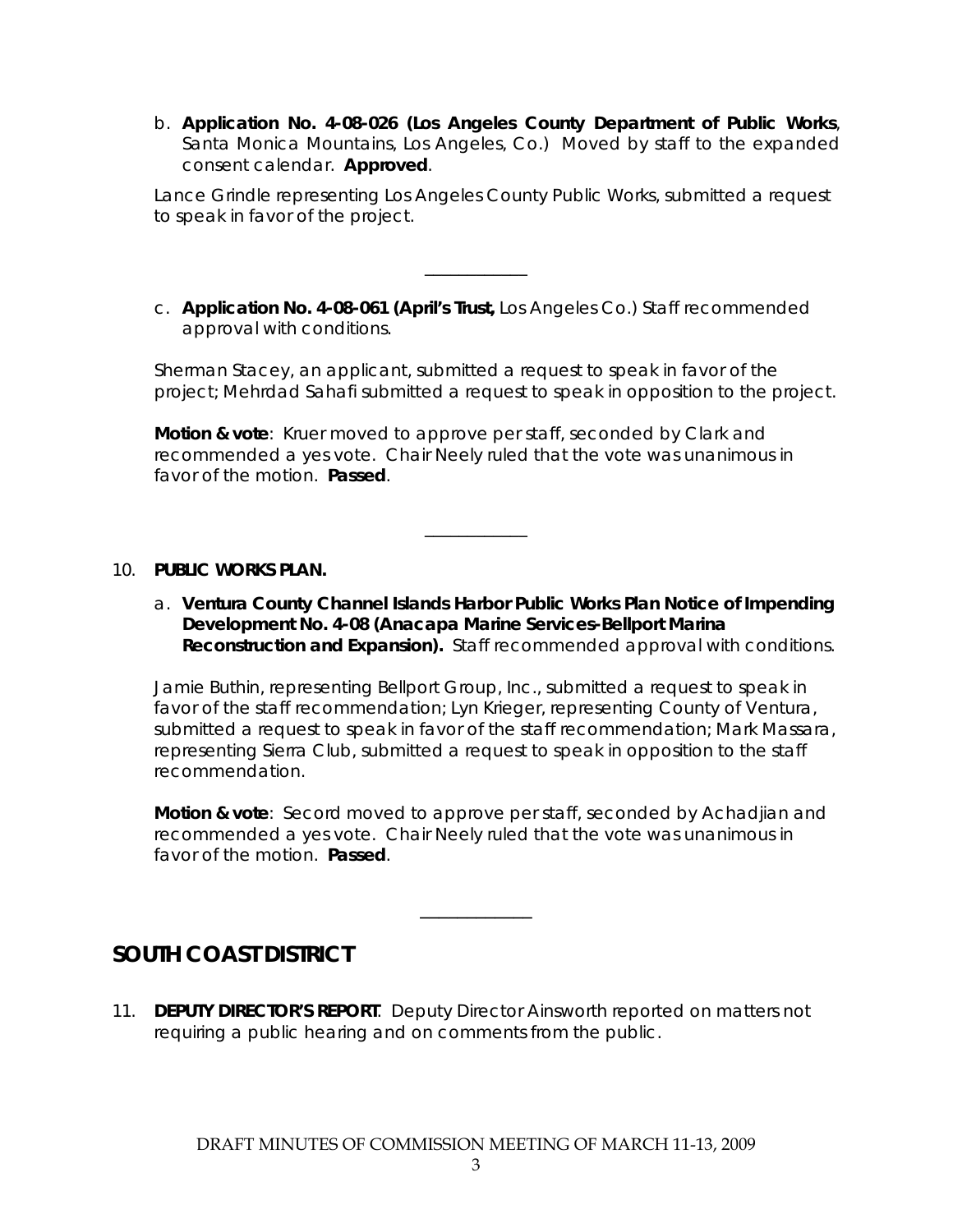b. **Application No. 4-08-026 (Los Angeles County Department of Public Works**, Santa Monica Mountains, Los Angeles, Co.) Moved by staff to the expanded consent calendar. **Approved**.

Lance Grindle representing Los Angeles County Public Works, submitted a request to speak in favor of the project.

---

c. **Application No. 4-08-061 (April's Trust,** Los Angeles Co.) Staff recommended approval with conditions.

Sherman Stacey, an applicant, submitted a request to speak in favor of the project; Mehrdad Sahafi submitted a request to speak in opposition to the project.

**Motion & vote**: Kruer moved to approve per staff, seconded by Clark and recommended a yes vote. Chair Neely ruled that the vote was unanimous in favor of the motion. **Passed**.

---

10. **PUBLIC WORKS PLAN.**

a. **Ventura County Channel Islands Harbor Public Works Plan Notice of Impending Development No. 4-08 (Anacapa Marine Services-Bellport Marina Reconstruction and Expansion).** Staff recommended approval with conditions.

Jamie Buthin, representing Bellport Group, Inc., submitted a request to speak in favor of the staff recommendation; Lyn Krieger, representing County of Ventura, submitted a request to speak in favor of the staff recommendation; Mark Massara, representing Sierra Club, submitted a request to speak in opposition to the staff recommendation.

**Motion & vote**: Secord moved to approve per staff, seconded by Achadjian and recommended a yes vote. Chair Neely ruled that the vote was unanimous in favor of the motion. **Passed**.

---

## SOUTH COAST DISTRICT

11. **DEPUTY DIRECTOR'S REPORT**. Deputy Director Ainsworth reported on matters not requiring a public hearing and on comments from the public.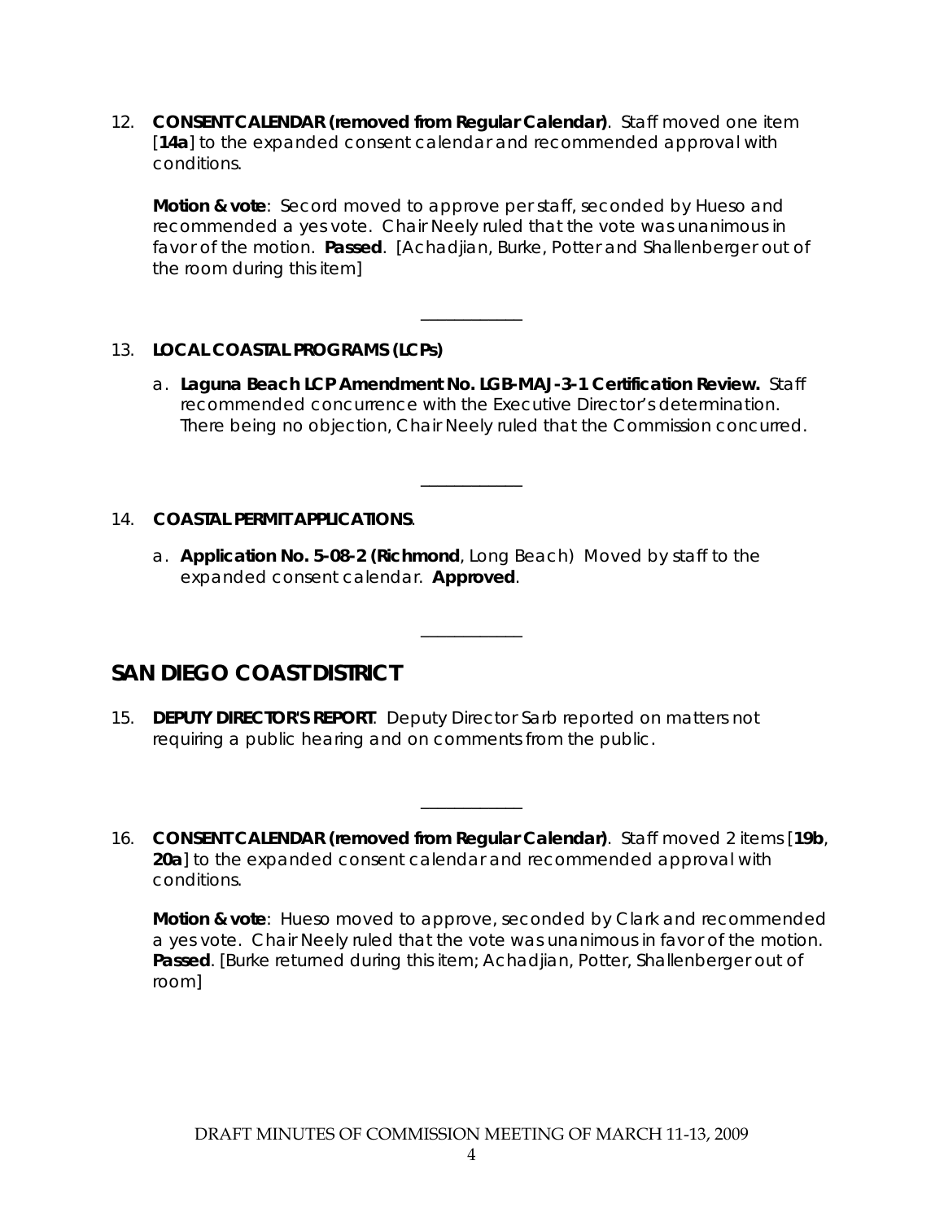12. **CONSENT CALENDAR (removed from Regular Calendar)**. Staff moved one item [**14a**] to the expanded consent calendar and recommended approval with conditions.

    **Motion & vote**: Secord moved to approve per staff, seconded by Hueso and recommended a yes vote. Chair Neely ruled that the vote was unanimous in favor of the motion. **Passed**. [Achadjian, Burke, Potter and Shallenberger out of the room during this item]

---

13. **LOCAL COASTAL PROGRAMS (LCPs)**

    a. **Laguna Beach LCP Amendment No. LGB-MAJ-3-1 Certification Review.** Staff recommended concurrence with the Executive Director's determination. There being no objection, Chair Neely ruled that the Commission concurred.

---

14. **COASTAL PERMIT APPLICATIONS**.

    a. **Application No. 5-08-2 (Richmond**, Long Beach) Moved by staff to the expanded consent calendar. **Approved**.

---

## SAN DIEGO COAST DISTRICT

15. **DEPUTY DIRECTOR'S REPORT**. Deputy Director Sarb reported on matters not requiring a public hearing and on comments from the public.

---

16. **CONSENT CALENDAR (removed from Regular Calendar)**. Staff moved 2 items [**19b**, **20a**] to the expanded consent calendar and recommended approval with conditions.

    **Motion & vote**: Hueso moved to approve, seconded by Clark and recommended a yes vote. Chair Neely ruled that the vote was unanimous in favor of the motion. **Passed**. [Burke returned during this item; Achadjian, Potter, Shallenberger out of room]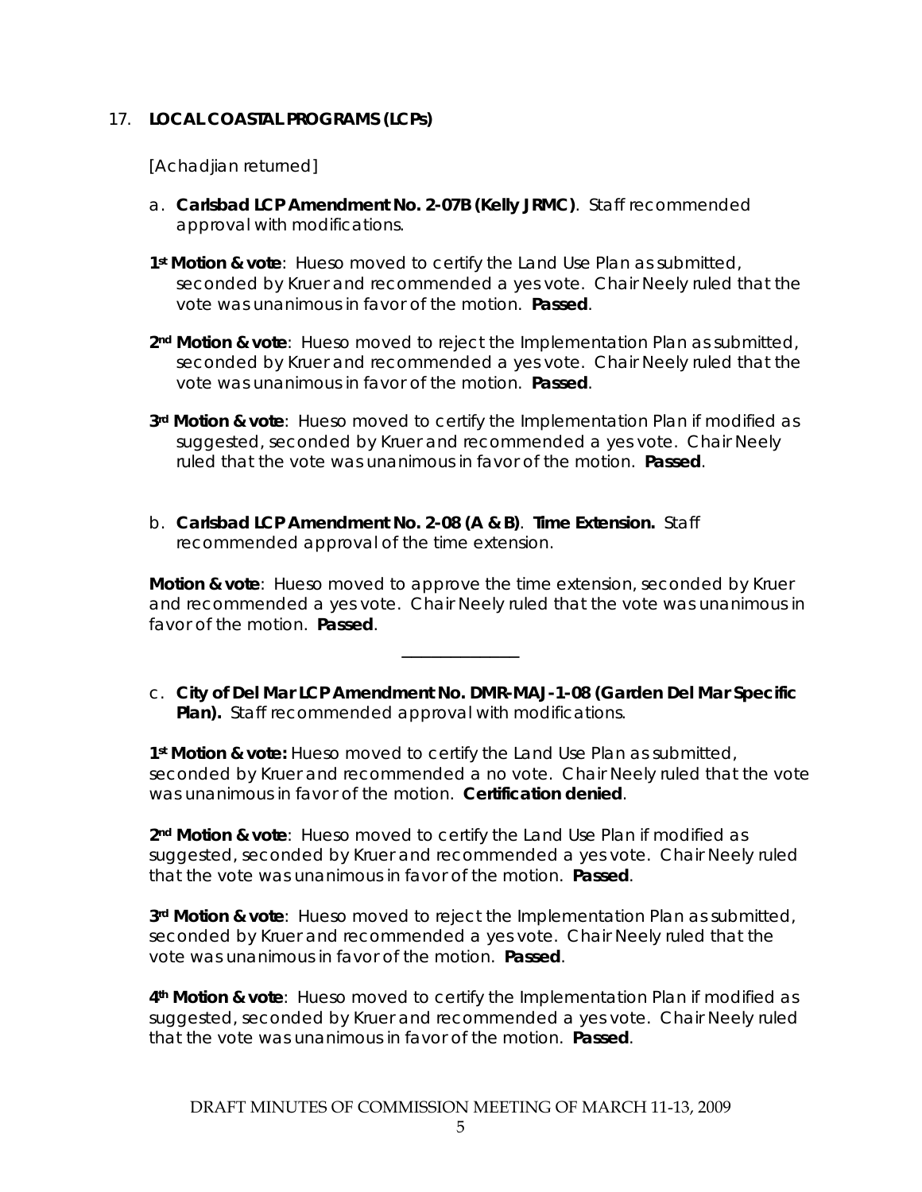17. **LOCAL COASTAL PROGRAMS (LCPs)**

[Achadjian returned]

a. **Carlsbad LCP Amendment No. 2-07B (Kelly JRMC)**. Staff recommended approval with modifications.

**1st Motion & vote**: Hueso moved to certify the Land Use Plan as submitted, seconded by Kruer and recommended a yes vote. Chair Neely ruled that the vote was unanimous in favor of the motion. **Passed**.

**2nd Motion & vote**: Hueso moved to reject the Implementation Plan as submitted, seconded by Kruer and recommended a yes vote. Chair Neely ruled that the vote was unanimous in favor of the motion. **Passed**.

**3rd Motion & vote**: Hueso moved to certify the Implementation Plan if modified as suggested, seconded by Kruer and recommended a yes vote. Chair Neely ruled that the vote was unanimous in favor of the motion. **Passed**.

b. **Carlsbad LCP Amendment No. 2-08 (A & B)**. **Time Extension.** Staff recommended approval of the time extension.

**Motion & vote**: Hueso moved to approve the time extension, seconded by Kruer and recommended a yes vote. Chair Neely ruled that the vote was unanimous in favor of the motion. **Passed**.

---

c. **City of Del Mar LCP Amendment No. DMR-MAJ-1-08 (Garden Del Mar Specific Plan).** Staff recommended approval with modifications.

**1st Motion & vote:** Hueso moved to certify the Land Use Plan as submitted, seconded by Kruer and recommended a no vote. Chair Neely ruled that the vote was unanimous in favor of the motion. **Certification denied**.

**2nd Motion & vote**: Hueso moved to certify the Land Use Plan if modified as suggested, seconded by Kruer and recommended a yes vote. Chair Neely ruled that the vote was unanimous in favor of the motion. **Passed**.

**3rd Motion & vote**: Hueso moved to reject the Implementation Plan as submitted, seconded by Kruer and recommended a yes vote. Chair Neely ruled that the vote was unanimous in favor of the motion. **Passed**.

**4th Motion & vote**: Hueso moved to certify the Implementation Plan if modified as suggested, seconded by Kruer and recommended a yes vote. Chair Neely ruled that the vote was unanimous in favor of the motion. **Passed**.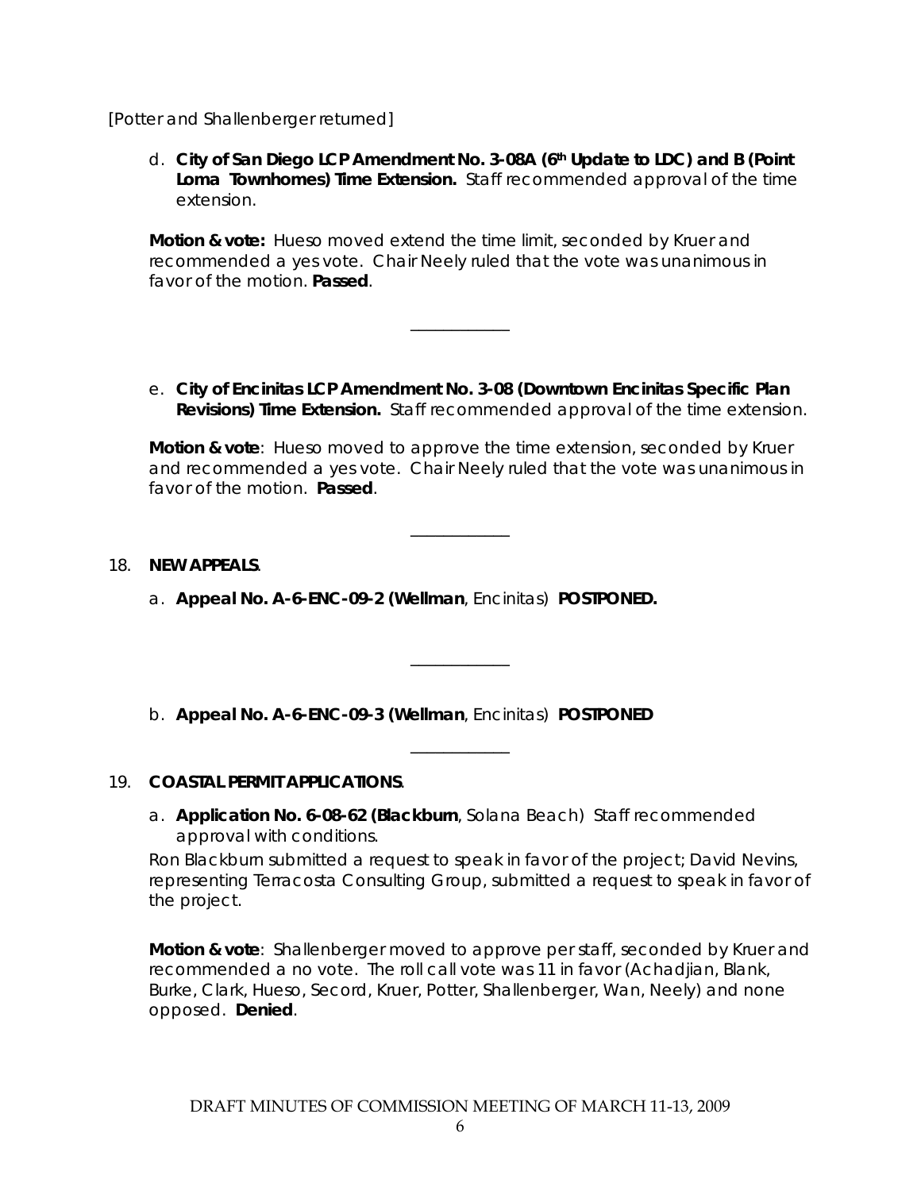[Potter and Shallenberger returned]

d. **City of San Diego LCP Amendment No. 3-08A (6th Update to LDC) and B (Point Loma Townhomes) Time Extension.** Staff recommended approval of the time extension.

**Motion & vote:** Hueso moved extend the time limit, seconded by Kruer and recommended a yes vote. Chair Neely ruled that the vote was unanimous in favor of the motion. **Passed**.

---

e. **City of Encinitas LCP Amendment No. 3-08 (Downtown Encinitas Specific Plan Revisions) Time Extension.** Staff recommended approval of the time extension.

**Motion & vote**: Hueso moved to approve the time extension, seconded by Kruer and recommended a yes vote. Chair Neely ruled that the vote was unanimous in favor of the motion. **Passed**.

---

18. **NEW APPEALS**.

a. **Appeal No. A-6-ENC-09-2 (Wellman**, Encinitas) **POSTPONED.**

---

b. **Appeal No. A-6-ENC-09-3 (Wellman**, Encinitas) **POSTPONED**

---

19. **COASTAL PERMIT APPLICATIONS**.

a. **Application No. 6-08-62 (Blackburn**, Solana Beach) Staff recommended approval with conditions.

Ron Blackburn submitted a request to speak in favor of the project; David Nevins, representing Terracosta Consulting Group, submitted a request to speak in favor of the project.

**Motion & vote**: Shallenberger moved to approve per staff, seconded by Kruer and recommended a no vote. The roll call vote was 11 in favor (Achadjian, Blank, Burke, Clark, Hueso, Secord, Kruer, Potter, Shallenberger, Wan, Neely) and none opposed. **Denied**.

DRAFT MINUTES OF COMMISSION MEETING OF MARCH 11-13, 2009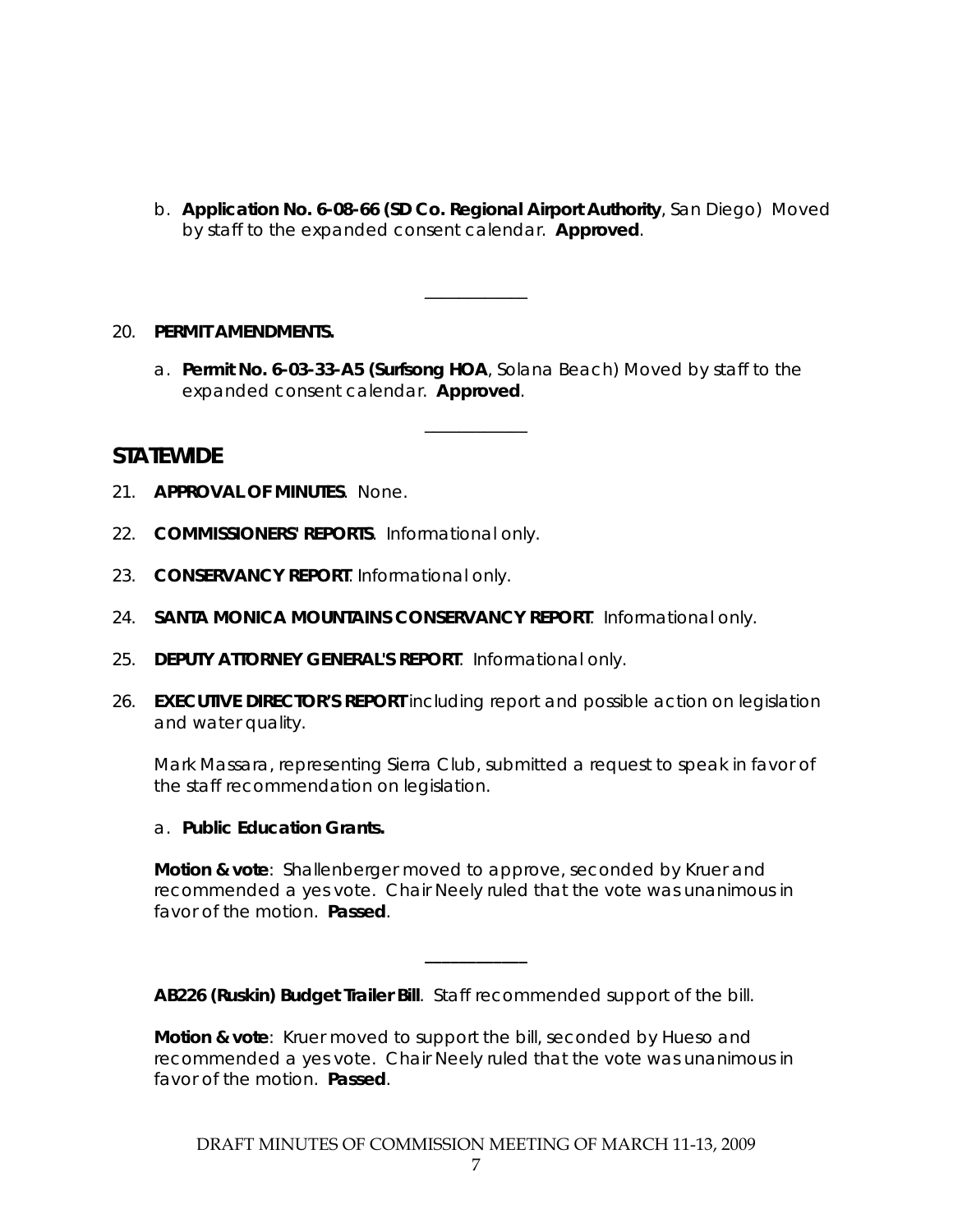b. **Application No. 6-08-66 (SD Co. Regional Airport Authority**, San Diego) Moved by staff to the expanded consent calendar. **Approved**.

---

20. **PERMIT AMENDMENTS.**

    a. **Permit No. 6-03-33-A5 (Surfsong HOA**, Solana Beach) Moved by staff to the expanded consent calendar. **Approved**.

---

## STATEWIDE

21. **APPROVAL OF MINUTES**. None.

22. **COMMISSIONERS' REPORTS**. Informational only.

23. **CONSERVANCY REPORT**. Informational only.

24. **SANTA MONICA MOUNTAINS CONSERVANCY REPORT**. Informational only.

25. **DEPUTY ATTORNEY GENERAL'S REPORT**. Informational only.

26. **EXECUTIVE DIRECTOR'S REPORT** including report and possible action on legislation and water quality.

    Mark Massara, representing Sierra Club, submitted a request to speak in favor of the staff recommendation on legislation.

    a. **Public Education Grants.**

    **Motion & vote**: Shallenberger moved to approve, seconded by Kruer and recommended a yes vote. Chair Neely ruled that the vote was unanimous in favor of the motion. **Passed**.

    ---

    **AB226 (Ruskin) Budget Trailer Bill**. Staff recommended support of the bill.

    **Motion & vote**: Kruer moved to support the bill, seconded by Hueso and recommended a yes vote. Chair Neely ruled that the vote was unanimous in favor of the motion. **Passed**.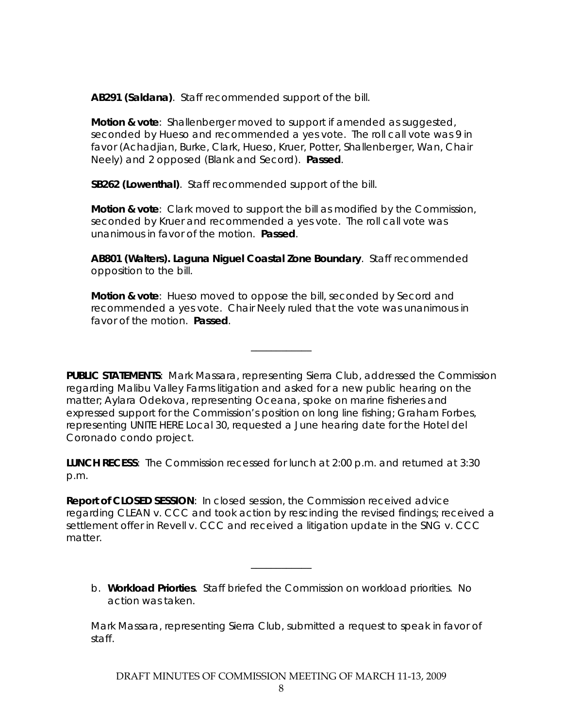**AB291 (Saldana)**. Staff recommended support of the bill.

**Motion & vote**: Shallenberger moved to support if amended as suggested, seconded by Hueso and recommended a yes vote. The roll call vote was 9 in favor (Achadjian, Burke, Clark, Hueso, Kruer, Potter, Shallenberger, Wan, Chair Neely) and 2 opposed (Blank and Secord). **Passed**.

**SB262 (Lowenthal)**. Staff recommended support of the bill.

**Motion & vote**: Clark moved to support the bill as modified by the Commission, seconded by Kruer and recommended a yes vote. The roll call vote was unanimous in favor of the motion. **Passed**.

**AB801 (Walters). Laguna Niguel Coastal Zone Boundary**. Staff recommended opposition to the bill.

**Motion & vote**: Hueso moved to oppose the bill, seconded by Secord and recommended a yes vote. Chair Neely ruled that the vote was unanimous in favor of the motion. **Passed**.

---

**PUBLIC STATEMENTS**: Mark Massara, representing Sierra Club, addressed the Commission regarding Malibu Valley Farms litigation and asked for a new public hearing on the matter; Aylara Odekova, representing Oceana, spoke on marine fisheries and expressed support for the Commission's position on long line fishing; Graham Forbes, representing UNITE HERE Local 30, requested a June hearing date for the Hotel del Coronado condo project.

**LUNCH RECESS**: The Commission recessed for lunch at 2:00 p.m. and returned at 3:30 p.m.

**Report of CLOSED SESSION**: In closed session, the Commission received advice regarding CLEAN v. CCC and took action by rescinding the revised findings; received a settlement offer in Revell v. CCC and received a litigation update in the SNG v. CCC matter.

---

b. **Workload Priorties**. Staff briefed the Commission on workload priorities. No action was taken.

Mark Massara, representing Sierra Club, submitted a request to speak in favor of staff.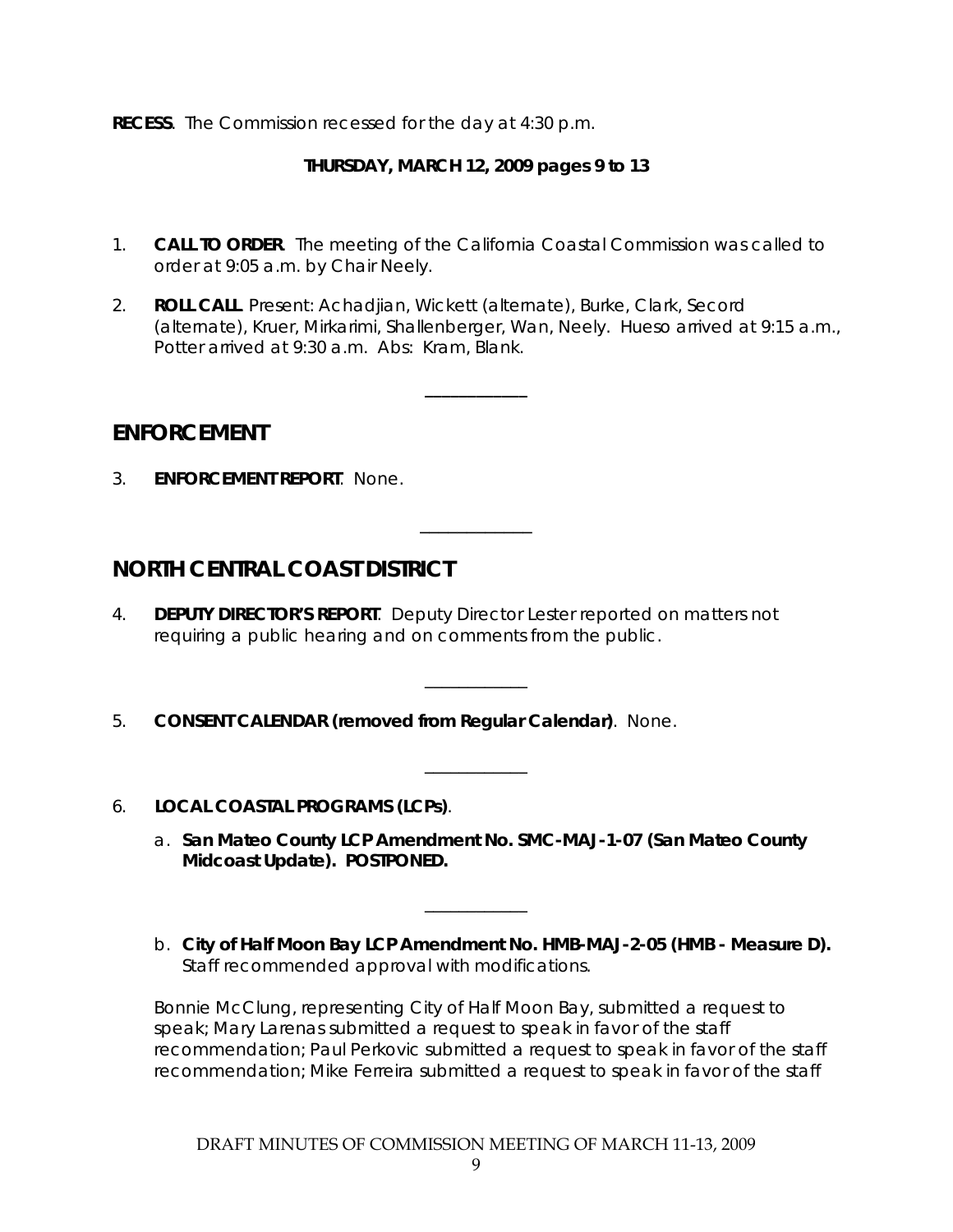**RECESS**. The Commission recessed for the day at 4:30 p.m.

**THURSDAY, MARCH 12, 2009 pages 9 to 13**

1. **CALL TO ORDER**. The meeting of the California Coastal Commission was called to order at 9:05 a.m. by Chair Neely.

2. **ROLL CALL**. Present: Achadjian, Wickett (alternate), Burke, Clark, Secord (alternate), Kruer, Mirkarimi, Shallenberger, Wan, Neely. Hueso arrived at 9:15 a.m., Potter arrived at 9:30 a.m. Abs: Kram, Blank.

---

## ENFORCEMENT

3. **ENFORCEMENT REPORT**. None.

---

## NORTH CENTRAL COAST DISTRICT

4. **DEPUTY DIRECTOR'S REPORT**. Deputy Director Lester reported on matters not requiring a public hearing and on comments from the public.

---

5. **CONSENT CALENDAR (removed from Regular Calendar)**. None.

---

6. **LOCAL COASTAL PROGRAMS (LCPs)**.

   a. **San Mateo County LCP Amendment No. SMC-MAJ-1-07 (San Mateo County Midcoast Update). POSTPONED.**

---

   b. **City of Half Moon Bay LCP Amendment No. HMB-MAJ-2-05 (HMB - Measure D).** Staff recommended approval with modifications.

   Bonnie McClung, representing City of Half Moon Bay, submitted a request to speak; Mary Larenas submitted a request to speak in favor of the staff recommendation; Paul Perkovic submitted a request to speak in favor of the staff recommendation; Mike Ferreira submitted a request to speak in favor of the staff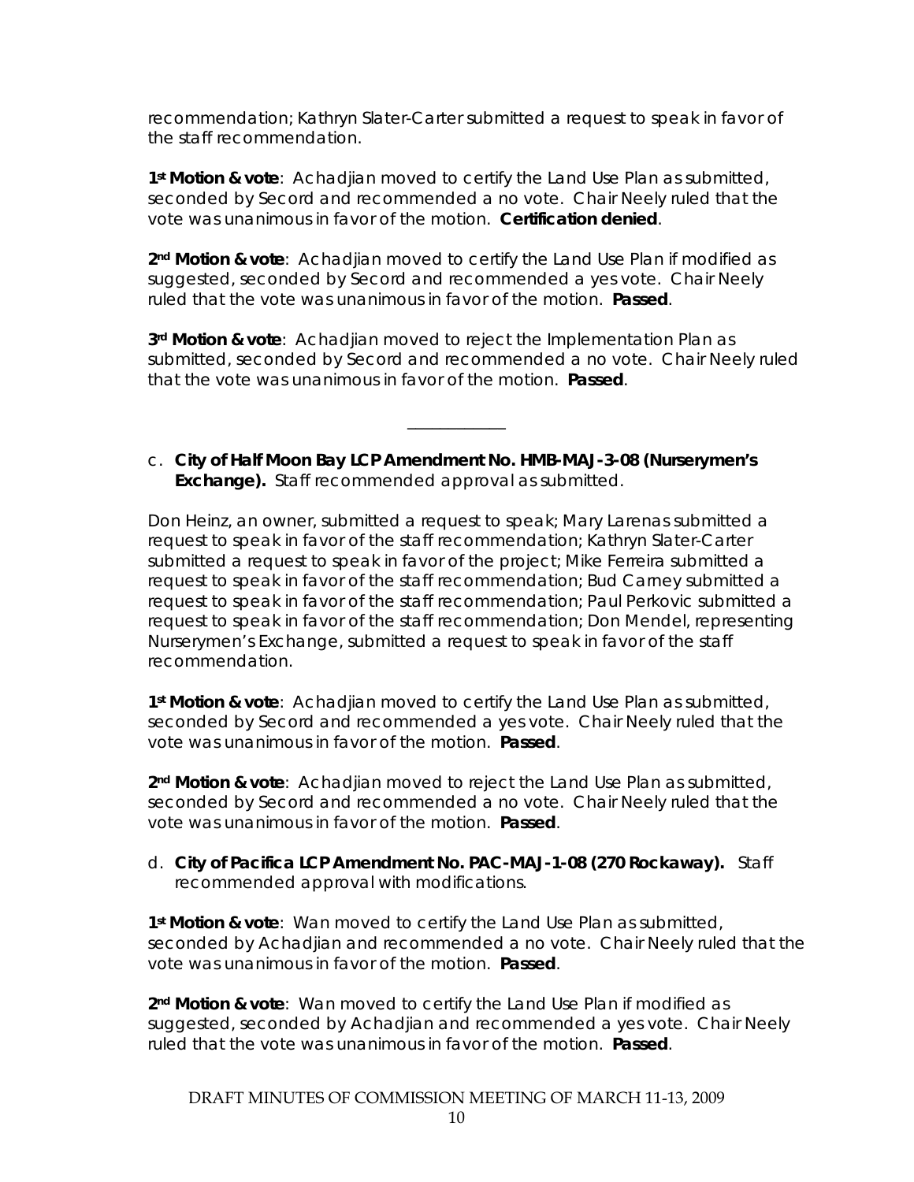recommendation; Kathryn Slater-Carter submitted a request to speak in favor of the staff recommendation.

**1st Motion & vote**: Achadjian moved to certify the Land Use Plan as submitted, seconded by Secord and recommended a no vote. Chair Neely ruled that the vote was unanimous in favor of the motion. **Certification denied**.

**2nd Motion & vote**: Achadjian moved to certify the Land Use Plan if modified as suggested, seconded by Secord and recommended a yes vote. Chair Neely ruled that the vote was unanimous in favor of the motion. **Passed**.

**3rd Motion & vote**: Achadjian moved to reject the Implementation Plan as submitted, seconded by Secord and recommended a no vote. Chair Neely ruled that the vote was unanimous in favor of the motion. **Passed**.

___________

c. **City of Half Moon Bay LCP Amendment No. HMB-MAJ-3-08 (Nurserymen's Exchange).** Staff recommended approval as submitted.

Don Heinz, an owner, submitted a request to speak; Mary Larenas submitted a request to speak in favor of the staff recommendation; Kathryn Slater-Carter submitted a request to speak in favor of the project; Mike Ferreira submitted a request to speak in favor of the staff recommendation; Bud Carney submitted a request to speak in favor of the staff recommendation; Paul Perkovic submitted a request to speak in favor of the staff recommendation; Don Mendel, representing Nurserymen's Exchange, submitted a request to speak in favor of the staff recommendation.

**1st Motion & vote**: Achadjian moved to certify the Land Use Plan as submitted, seconded by Secord and recommended a yes vote. Chair Neely ruled that the vote was unanimous in favor of the motion. **Passed**.

**2nd Motion & vote**: Achadjian moved to reject the Land Use Plan as submitted, seconded by Secord and recommended a no vote. Chair Neely ruled that the vote was unanimous in favor of the motion. **Passed**.

d. **City of Pacifica LCP Amendment No. PAC-MAJ-1-08 (270 Rockaway).** Staff recommended approval with modifications.

**1st Motion & vote**: Wan moved to certify the Land Use Plan as submitted, seconded by Achadjian and recommended a no vote. Chair Neely ruled that the vote was unanimous in favor of the motion. **Passed**.

**2nd Motion & vote**: Wan moved to certify the Land Use Plan if modified as suggested, seconded by Achadjian and recommended a yes vote. Chair Neely ruled that the vote was unanimous in favor of the motion. **Passed**.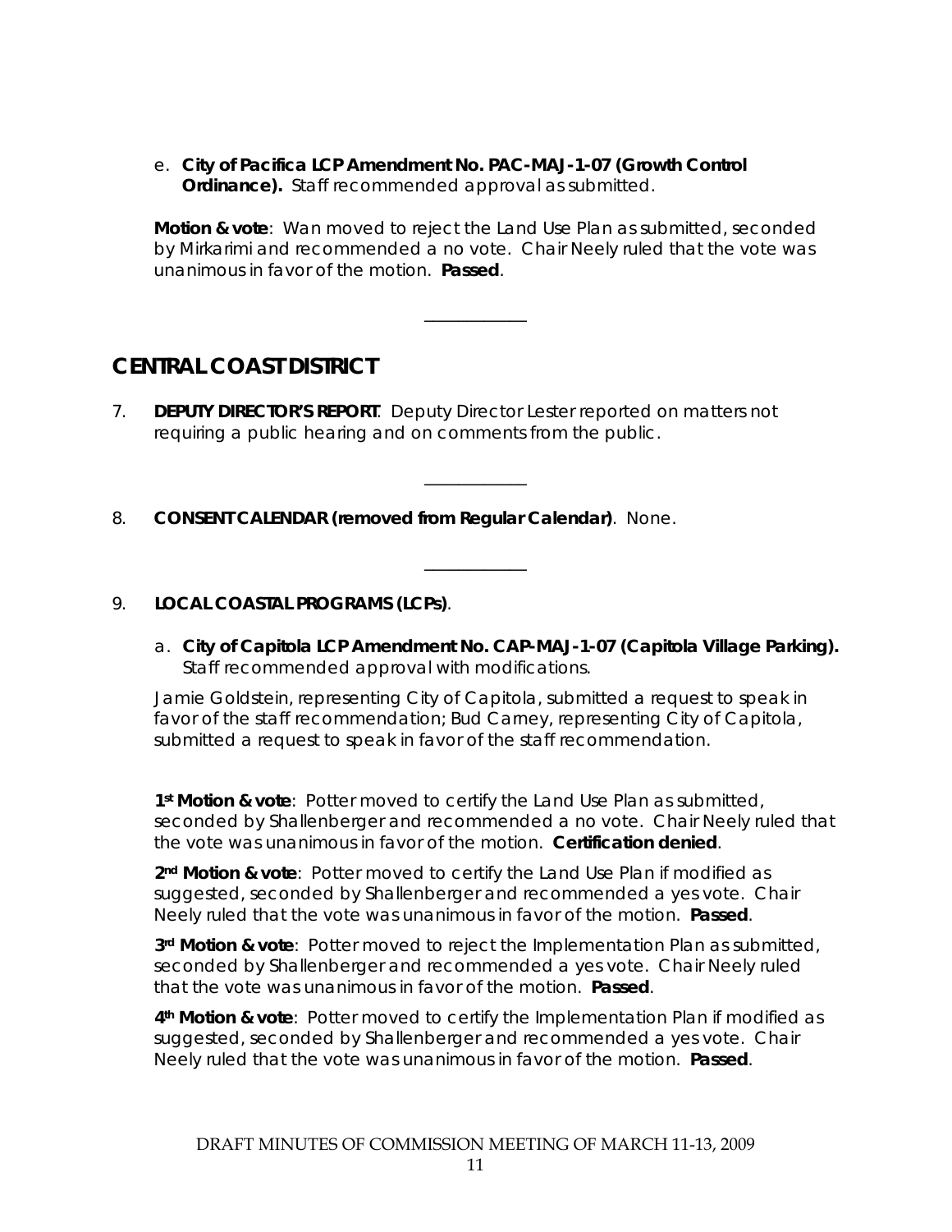e. **City of Pacifica LCP Amendment No. PAC-MAJ-1-07 (Growth Control Ordinance).** Staff recommended approval as submitted.

**Motion & vote**: Wan moved to reject the Land Use Plan as submitted, seconded by Mirkarimi and recommended a no vote. Chair Neely ruled that the vote was unanimous in favor of the motion. **Passed**.

---

## CENTRAL COAST DISTRICT

7. **DEPUTY DIRECTOR'S REPORT**. Deputy Director Lester reported on matters not requiring a public hearing and on comments from the public.

---

8. **CONSENT CALENDAR (removed from Regular Calendar)**. None.

---

9. **LOCAL COASTAL PROGRAMS (LCPs)**.

   a. **City of Capitola LCP Amendment No. CAP-MAJ-1-07 (Capitola Village Parking).** Staff recommended approval with modifications.

Jamie Goldstein, representing City of Capitola, submitted a request to speak in favor of the staff recommendation; Bud Carney, representing City of Capitola, submitted a request to speak in favor of the staff recommendation.

**1st Motion & vote**: Potter moved to certify the Land Use Plan as submitted, seconded by Shallenberger and recommended a no vote. Chair Neely ruled that the vote was unanimous in favor of the motion. **Certification denied**.

**2nd Motion & vote**: Potter moved to certify the Land Use Plan if modified as suggested, seconded by Shallenberger and recommended a yes vote. Chair Neely ruled that the vote was unanimous in favor of the motion. **Passed**.

**3rd Motion & vote**: Potter moved to reject the Implementation Plan as submitted, seconded by Shallenberger and recommended a yes vote. Chair Neely ruled that the vote was unanimous in favor of the motion. **Passed**.

**4th Motion & vote**: Potter moved to certify the Implementation Plan if modified as suggested, seconded by Shallenberger and recommended a yes vote. Chair Neely ruled that the vote was unanimous in favor of the motion. **Passed**.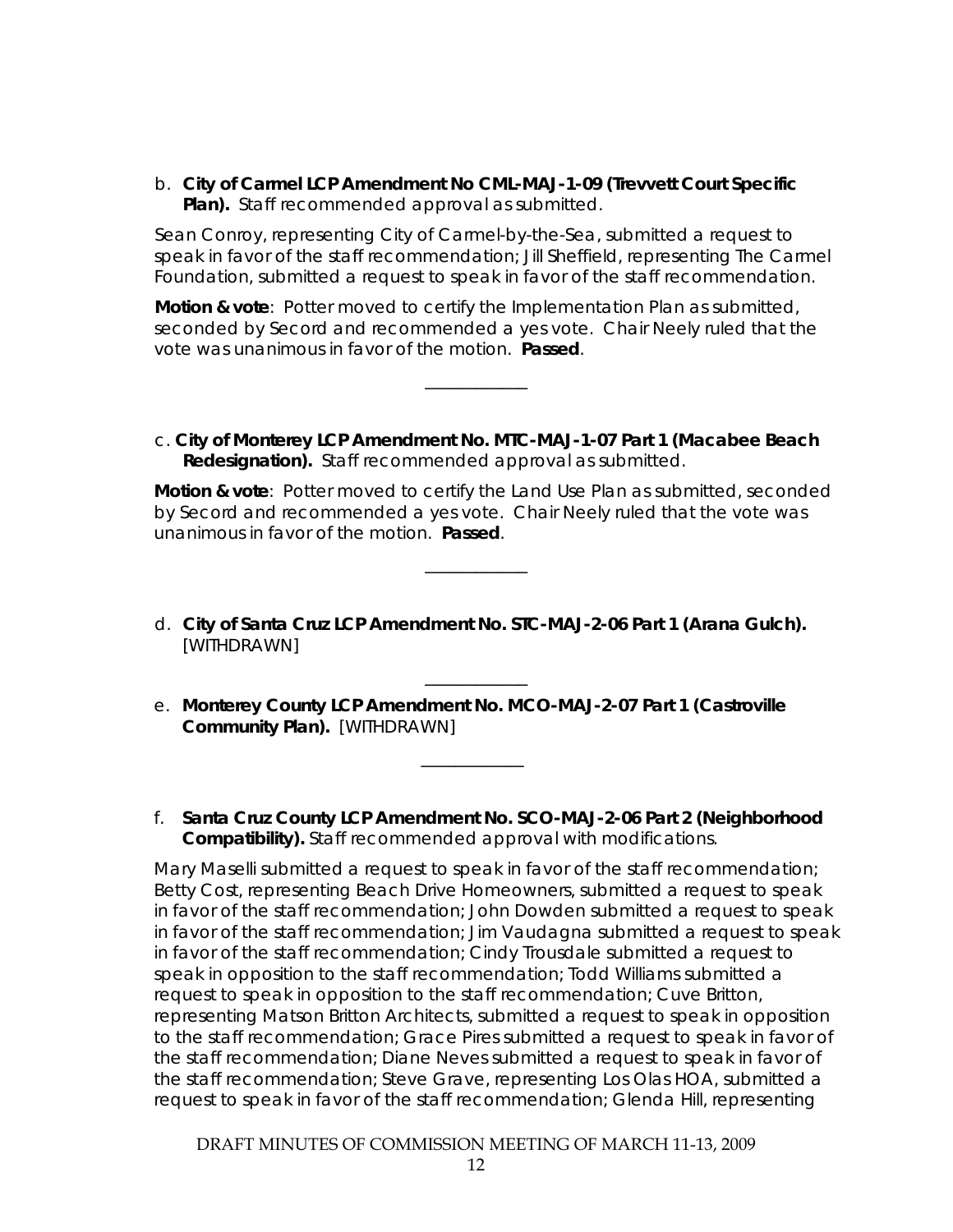b. **City of Carmel LCP Amendment No CML-MAJ-1-09 (Trevvett Court Specific Plan).** Staff recommended approval as submitted.

Sean Conroy, representing City of Carmel-by-the-Sea, submitted a request to speak in favor of the staff recommendation; Jill Sheffield, representing The Carmel Foundation, submitted a request to speak in favor of the staff recommendation.

**Motion & vote**: Potter moved to certify the Implementation Plan as submitted, seconded by Secord and recommended a yes vote. Chair Neely ruled that the vote was unanimous in favor of the motion. **Passed**.

---

c. **City of Monterey LCP Amendment No. MTC-MAJ-1-07 Part 1 (Macabee Beach Redesignation).** Staff recommended approval as submitted.

**Motion & vote**: Potter moved to certify the Land Use Plan as submitted, seconded by Secord and recommended a yes vote. Chair Neely ruled that the vote was unanimous in favor of the motion. **Passed**.

---

d. **City of Santa Cruz LCP Amendment No. STC-MAJ-2-06 Part 1 (Arana Gulch).** [WITHDRAWN]

---

e. **Monterey County LCP Amendment No. MCO-MAJ-2-07 Part 1 (Castroville Community Plan).** [WITHDRAWN]

---

f. **Santa Cruz County LCP Amendment No. SCO-MAJ-2-06 Part 2 (Neighborhood Compatibility).** Staff recommended approval with modifications.

Mary Maselli submitted a request to speak in favor of the staff recommendation; Betty Cost, representing Beach Drive Homeowners, submitted a request to speak in favor of the staff recommendation; John Dowden submitted a request to speak in favor of the staff recommendation; Jim Vaudagna submitted a request to speak in favor of the staff recommendation; Cindy Trousdale submitted a request to speak in opposition to the staff recommendation; Todd Williams submitted a request to speak in opposition to the staff recommendation; Cuve Britton, representing Matson Britton Architects, submitted a request to speak in opposition to the staff recommendation; Grace Pires submitted a request to speak in favor of the staff recommendation; Diane Neves submitted a request to speak in favor of the staff recommendation; Steve Grave, representing Los Olas HOA, submitted a request to speak in favor of the staff recommendation; Glenda Hill, representing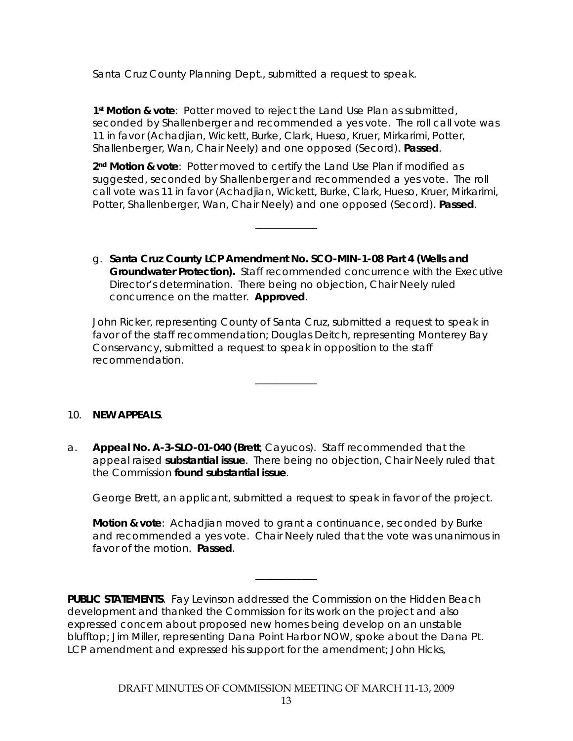Santa Cruz County Planning Dept., submitted a request to speak.

**1st Motion & vote**: Potter moved to reject the Land Use Plan as submitted, seconded by Shallenberger and recommended a yes vote. The roll call vote was 11 in favor (Achadjian, Wickett, Burke, Clark, Hueso, Kruer, Mirkarimi, Potter, Shallenberger, Wan, Chair Neely) and one opposed (Secord). **Passed**.

**2nd Motion & vote**: Potter moved to certify the Land Use Plan if modified as suggested, seconded by Shallenberger and recommended a yes vote. The roll call vote was 11 in favor (Achadjian, Wickett, Burke, Clark, Hueso, Kruer, Mirkarimi, Potter, Shallenberger, Wan, Chair Neely) and one opposed (Secord). **Passed**.

---

g. **Santa Cruz County LCP Amendment No. SCO-MIN-1-08 Part 4 (Wells and Groundwater Protection).** Staff recommended concurrence with the Executive Director's determination. There being no objection, Chair Neely ruled concurrence on the matter. **Approved**.

John Ricker, representing County of Santa Cruz, submitted a request to speak in favor of the staff recommendation; Douglas Deitch, representing Monterey Bay Conservancy, submitted a request to speak in opposition to the staff recommendation.

---

10. **NEW APPEALS**.

a. **Appeal No. A-3-SLO-01-040 (Brett**, Cayucos). Staff recommended that the appeal raised **substantial issue**. There being no objection, Chair Neely ruled that the Commission **found substantial issue**.

George Brett, an applicant, submitted a request to speak in favor of the project.

**Motion & vote**: Achadjian moved to grant a continuance, seconded by Burke and recommended a yes vote. Chair Neely ruled that the vote was unanimous in favor of the motion. **Passed**.

---

**PUBLIC STATEMENTS**. Fay Levinson addressed the Commission on the Hidden Beach development and thanked the Commission for its work on the project and also expressed concern about proposed new homes being develop on an unstable blufftop; Jim Miller, representing Dana Point Harbor NOW, spoke about the Dana Pt. LCP amendment and expressed his support for the amendment; John Hicks,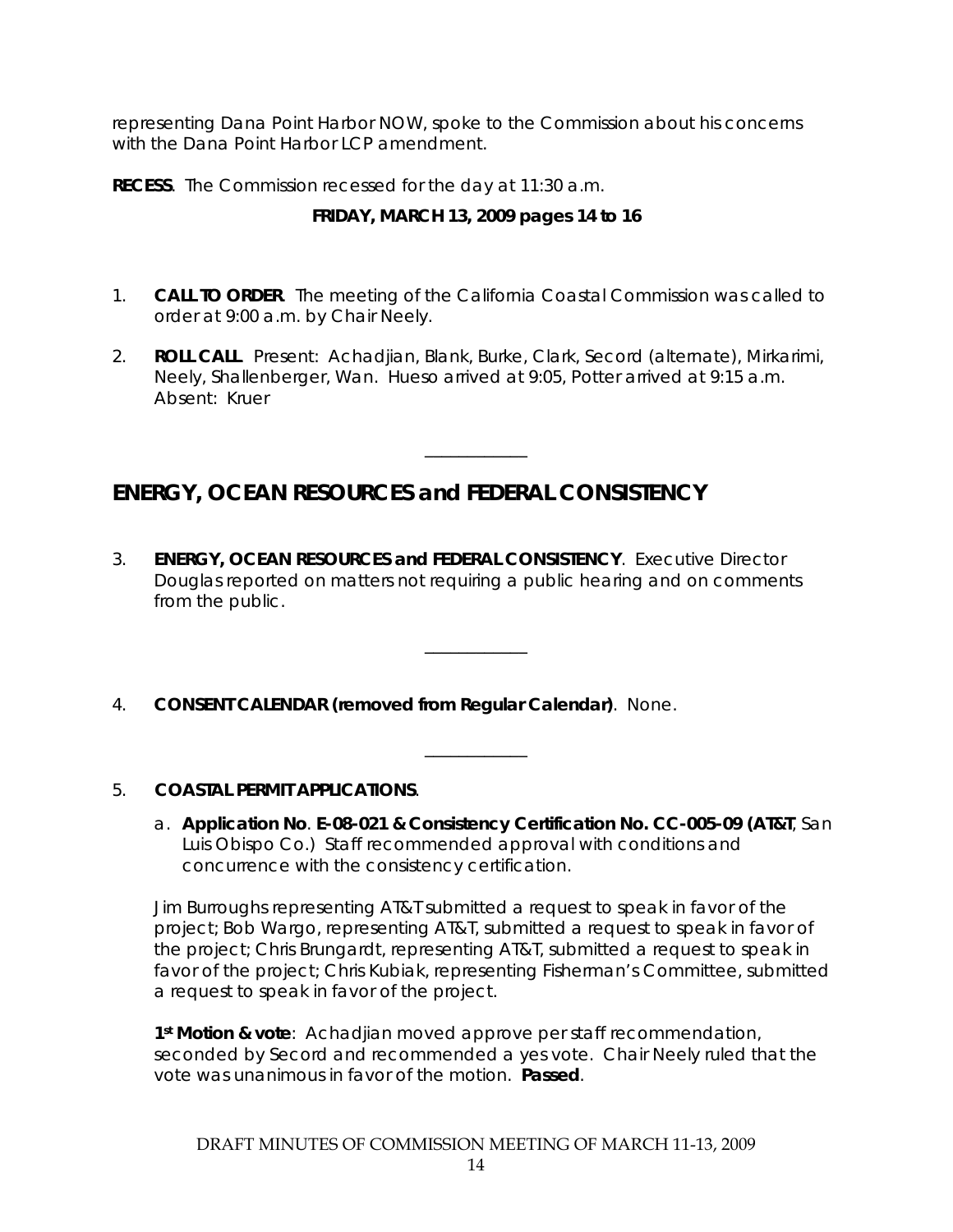representing Dana Point Harbor NOW, spoke to the Commission about his concerns with the Dana Point Harbor LCP amendment.

**RECESS**. The Commission recessed for the day at 11:30 a.m.

**FRIDAY, MARCH 13, 2009 pages 14 to 16**

1. **CALL TO ORDER**. The meeting of the California Coastal Commission was called to order at 9:00 a.m. by Chair Neely.

2. **ROLL CALL**. Present: Achadjian, Blank, Burke, Clark, Secord (alternate), Mirkarimi, Neely, Shallenberger, Wan. Hueso arrived at 9:05, Potter arrived at 9:15 a.m. Absent: Kruer

---

## ENERGY, OCEAN RESOURCES and FEDERAL CONSISTENCY

3. **ENERGY, OCEAN RESOURCES and FEDERAL CONSISTENCY**. Executive Director Douglas reported on matters not requiring a public hearing and on comments from the public.

---

4. **CONSENT CALENDAR (removed from Regular Calendar)**. None.

---

5. **COASTAL PERMIT APPLICATIONS**.

   a. **Application No**. **E-08-021 & Consistency Certification No. CC-005-09 (AT&T**, San Luis Obispo Co.) Staff recommended approval with conditions and concurrence with the consistency certification.

   Jim Burroughs representing AT&T submitted a request to speak in favor of the project; Bob Wargo, representing AT&T, submitted a request to speak in favor of the project; Chris Brungardt, representing AT&T, submitted a request to speak in favor of the project; Chris Kubiak, representing Fisherman's Committee, submitted a request to speak in favor of the project.

   **1st Motion & vote**: Achadjian moved approve per staff recommendation, seconded by Secord and recommended a yes vote. Chair Neely ruled that the vote was unanimous in favor of the motion. **Passed**.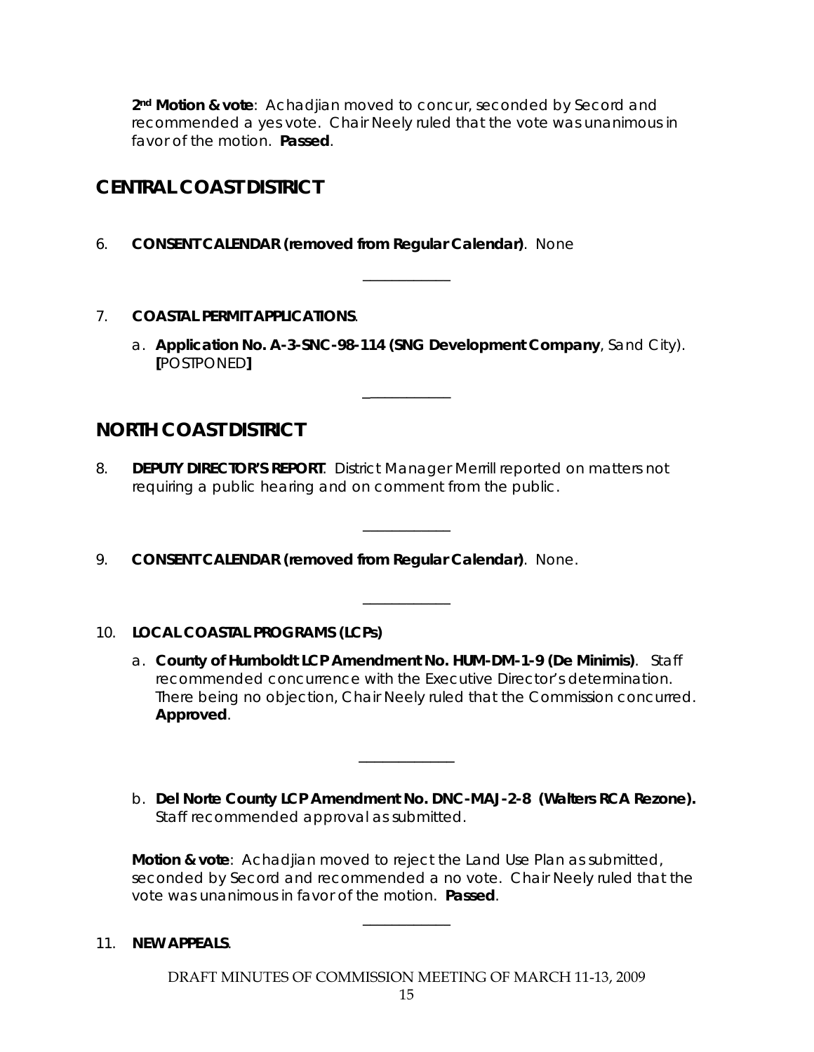**2nd Motion & vote**: Achadjian moved to concur, seconded by Secord and recommended a yes vote. Chair Neely ruled that the vote was unanimous in favor of the motion. **Passed**.

## CENTRAL COAST DISTRICT

6. **CONSENT CALENDAR (removed from Regular Calendar)**. None

___________

7. **COASTAL PERMIT APPLICATIONS**.

   a. **Application No. A-3-SNC-98-114 (SNG Development Company**, Sand City). **[**POSTPONED**]**

___________

## NORTH COAST DISTRICT

8. **DEPUTY DIRECTOR'S REPORT**. District Manager Merrill reported on matters not requiring a public hearing and on comment from the public.

___________

9. **CONSENT CALENDAR (removed from Regular Calendar)**. None.

___________

10. **LOCAL COASTAL PROGRAMS (LCPs)**

    a. **County of Humboldt LCP Amendment No. HUM-DM-1-9 (De Minimis)**. Staff recommended concurrence with the Executive Director's determination. There being no objection, Chair Neely ruled that the Commission concurred. **Approved**.

___________

    b. **Del Norte County LCP Amendment No. DNC-MAJ-2-8 (Walters RCA Rezone).** Staff recommended approval as submitted.

**Motion & vote**: Achadjian moved to reject the Land Use Plan as submitted, seconded by Secord and recommended a no vote. Chair Neely ruled that the vote was unanimous in favor of the motion. **Passed**.

___________

11. **NEW APPEALS**.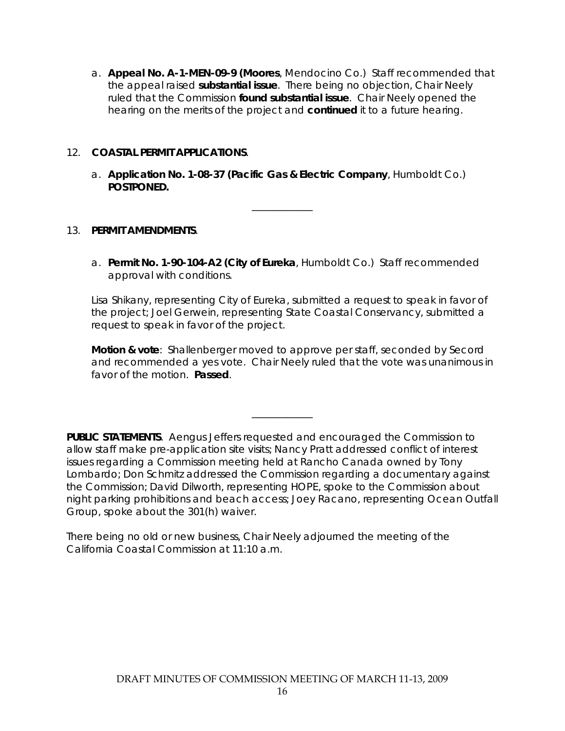a. **Appeal No. A-1-MEN-09-9 (Moores**, Mendocino Co.) Staff recommended that the appeal raised **substantial issue**. There being no objection, Chair Neely ruled that the Commission **found substantial issue**. Chair Neely opened the hearing on the merits of the project and **continued** it to a future hearing.

12. **COASTAL PERMIT APPLICATIONS**.

a. **Application No. 1-08-37 (Pacific Gas & Electric Company**, Humboldt Co.) **POSTPONED.**

---

13. **PERMIT AMENDMENTS**.

a. **Permit No. 1-90-104-A2 (City of Eureka**, Humboldt Co.) Staff recommended approval with conditions.

Lisa Shikany, representing City of Eureka, submitted a request to speak in favor of the project; Joel Gerwein, representing State Coastal Conservancy, submitted a request to speak in favor of the project.

**Motion & vote**: Shallenberger moved to approve per staff, seconded by Secord and recommended a yes vote. Chair Neely ruled that the vote was unanimous in favor of the motion. **Passed**.

---

**PUBLIC STATEMENTS**. Aengus Jeffers requested and encouraged the Commission to allow staff make pre-application site visits; Nancy Pratt addressed conflict of interest issues regarding a Commission meeting held at Rancho Canada owned by Tony Lombardo; Don Schmitz addressed the Commission regarding a documentary against the Commission; David Dilworth, representing HOPE, spoke to the Commission about night parking prohibitions and beach access; Joey Racano, representing Ocean Outfall Group, spoke about the 301(h) waiver.

There being no old or new business, Chair Neely adjourned the meeting of the California Coastal Commission at 11:10 a.m.